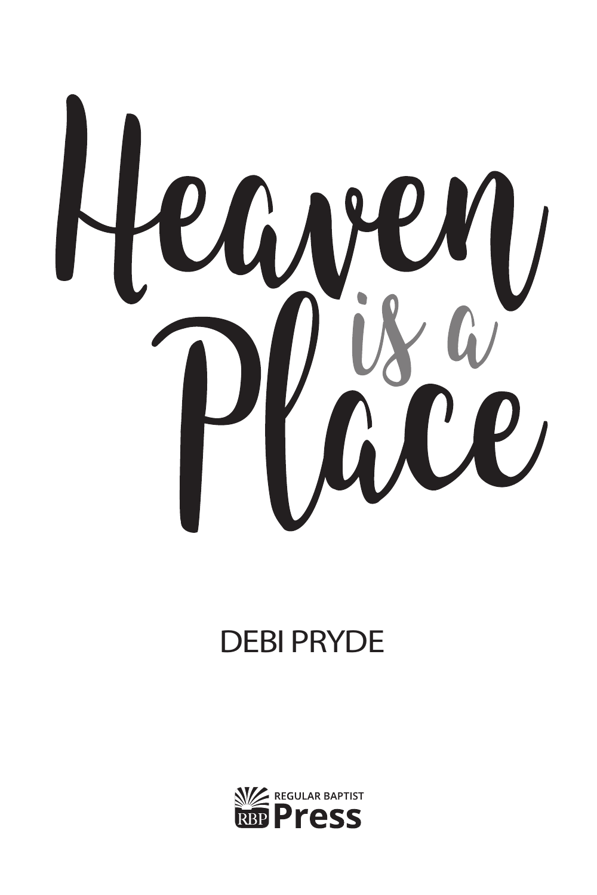# Heaven is a Place

DEBI PRYDE

REGULAR BAPTIST
RBP Press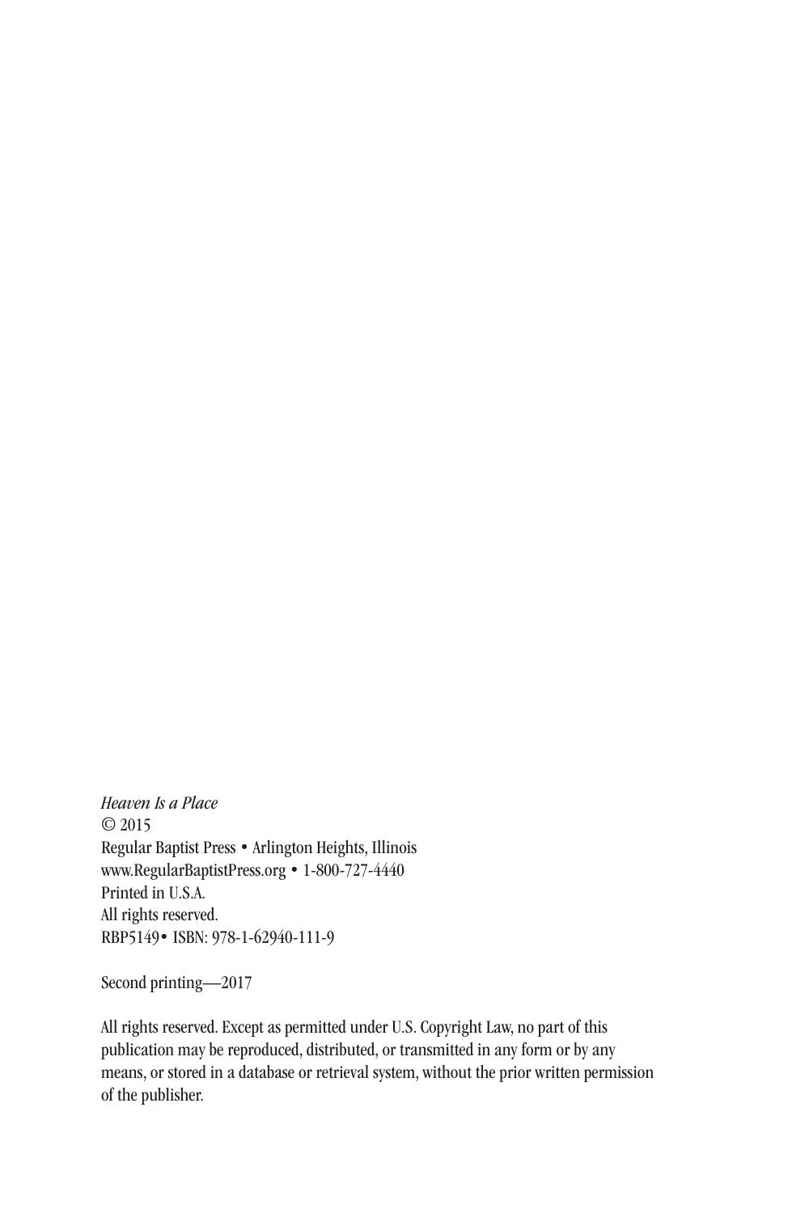*Heaven Is a Place*
© 2015
Regular Baptist Press • Arlington Heights, Illinois
www.RegularBaptistPress.org • 1-800-727-4440
Printed in U.S.A.
All rights reserved.
RBP5149• ISBN: 978-1-62940-111-9

Second printing—2017

All rights reserved. Except as permitted under U.S. Copyright Law, no part of this publication may be reproduced, distributed, or transmitted in any form or by any means, or stored in a database or retrieval system, without the prior written permission of the publisher.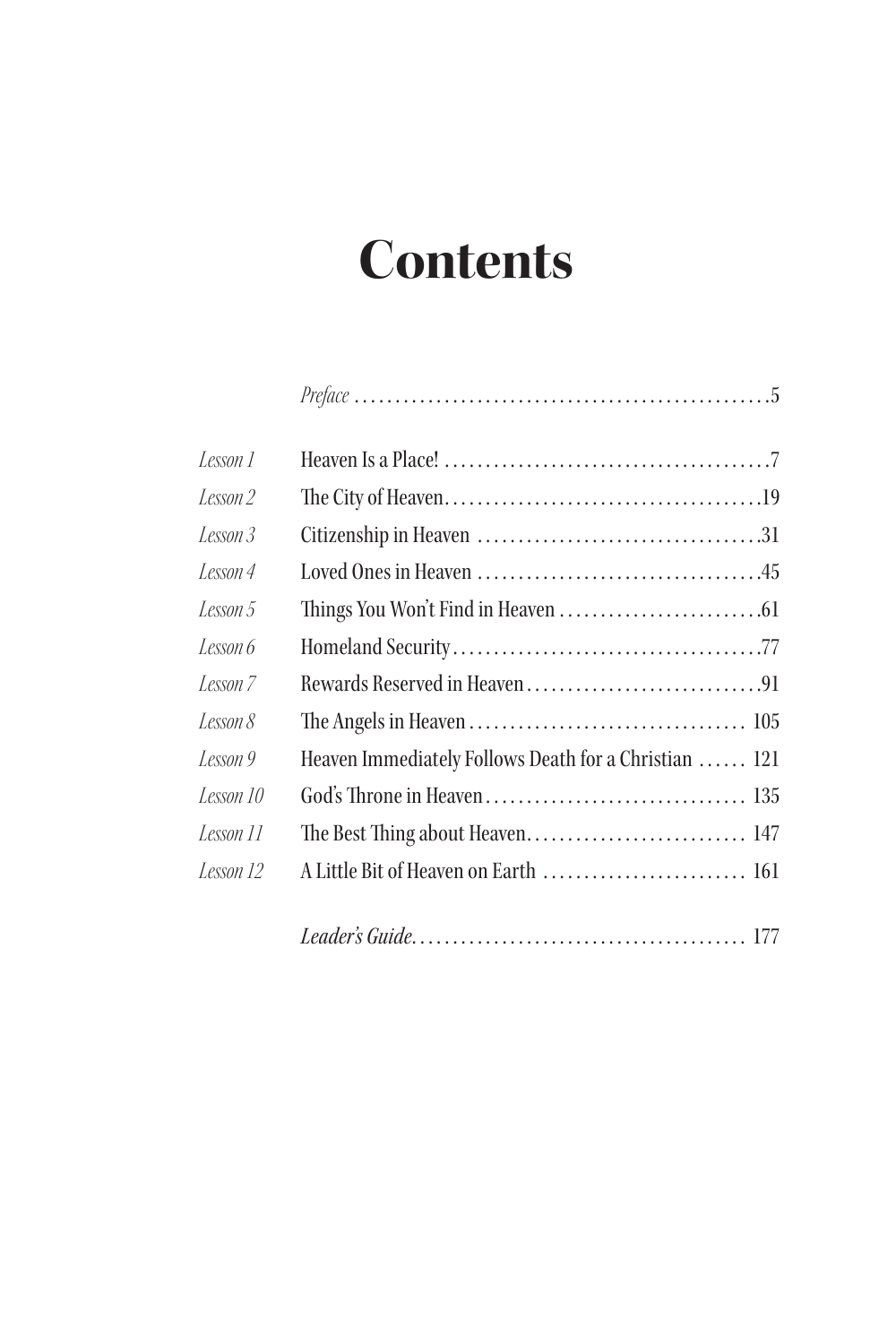# Contents

| | | |
|---|---|---|
| | *Preface* | 5 |
| *Lesson 1* | Heaven Is a Place! | 7 |
| *Lesson 2* | The City of Heaven | 19 |
| *Lesson 3* | Citizenship in Heaven | 31 |
| *Lesson 4* | Loved Ones in Heaven | 45 |
| *Lesson 5* | Things You Won't Find in Heaven | 61 |
| *Lesson 6* | Homeland Security | 77 |
| *Lesson 7* | Rewards Reserved in Heaven | 91 |
| *Lesson 8* | The Angels in Heaven | 105 |
| *Lesson 9* | Heaven Immediately Follows Death for a Christian | 121 |
| *Lesson 10* | God's Throne in Heaven | 135 |
| *Lesson 11* | The Best Thing about Heaven | 147 |
| *Lesson 12* | A Little Bit of Heaven on Earth | 161 |
| | *Leader's Guide* | 177 |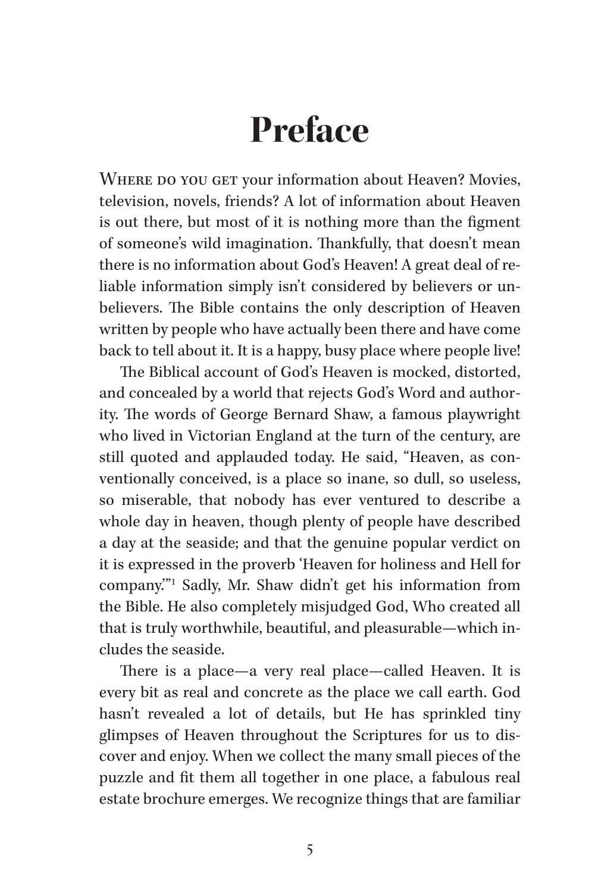# Preface

WHERE DO YOU GET your information about Heaven? Movies, television, novels, friends? A lot of information about Heaven is out there, but most of it is nothing more than the figment of someone's wild imagination. Thankfully, that doesn't mean there is no information about God's Heaven! A great deal of reliable information simply isn't considered by believers or unbelievers. The Bible contains the only description of Heaven written by people who have actually been there and have come back to tell about it. It is a happy, busy place where people live!

The Biblical account of God's Heaven is mocked, distorted, and concealed by a world that rejects God's Word and authority. The words of George Bernard Shaw, a famous playwright who lived in Victorian England at the turn of the century, are still quoted and applauded today. He said, "Heaven, as conventionally conceived, is a place so inane, so dull, so useless, so miserable, that nobody has ever ventured to describe a whole day in heaven, though plenty of people have described a day at the seaside; and that the genuine popular verdict on it is expressed in the proverb 'Heaven for holiness and Hell for company.'"[1] Sadly, Mr. Shaw didn't get his information from the Bible. He also completely misjudged God, Who created all that is truly worthwhile, beautiful, and pleasurable—which includes the seaside.

There is a place—a very real place—called Heaven. It is every bit as real and concrete as the place we call earth. God hasn't revealed a lot of details, but He has sprinkled tiny glimpses of Heaven throughout the Scriptures for us to discover and enjoy. When we collect the many small pieces of the puzzle and fit them all together in one place, a fabulous real estate brochure emerges. We recognize things that are familiar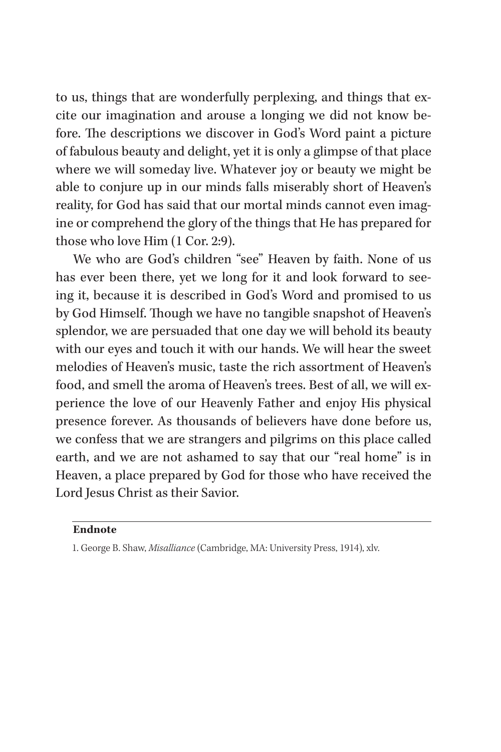to us, things that are wonderfully perplexing, and things that excite our imagination and arouse a longing we did not know before. The descriptions we discover in God's Word paint a picture of fabulous beauty and delight, yet it is only a glimpse of that place where we will someday live. Whatever joy or beauty we might be able to conjure up in our minds falls miserably short of Heaven's reality, for God has said that our mortal minds cannot even imagine or comprehend the glory of the things that He has prepared for those who love Him (1 Cor. 2:9).

We who are God's children "see" Heaven by faith. None of us has ever been there, yet we long for it and look forward to seeing it, because it is described in God's Word and promised to us by God Himself. Though we have no tangible snapshot of Heaven's splendor, we are persuaded that one day we will behold its beauty with our eyes and touch it with our hands. We will hear the sweet melodies of Heaven's music, taste the rich assortment of Heaven's food, and smell the aroma of Heaven's trees. Best of all, we will experience the love of our Heavenly Father and enjoy His physical presence forever. As thousands of believers have done before us, we confess that we are strangers and pilgrims on this place called earth, and we are not ashamed to say that our "real home" is in Heaven, a place prepared by God for those who have received the Lord Jesus Christ as their Savior.

---

**Endnote**

1. George B. Shaw, *Misalliance* (Cambridge, MA: University Press, 1914), xlv.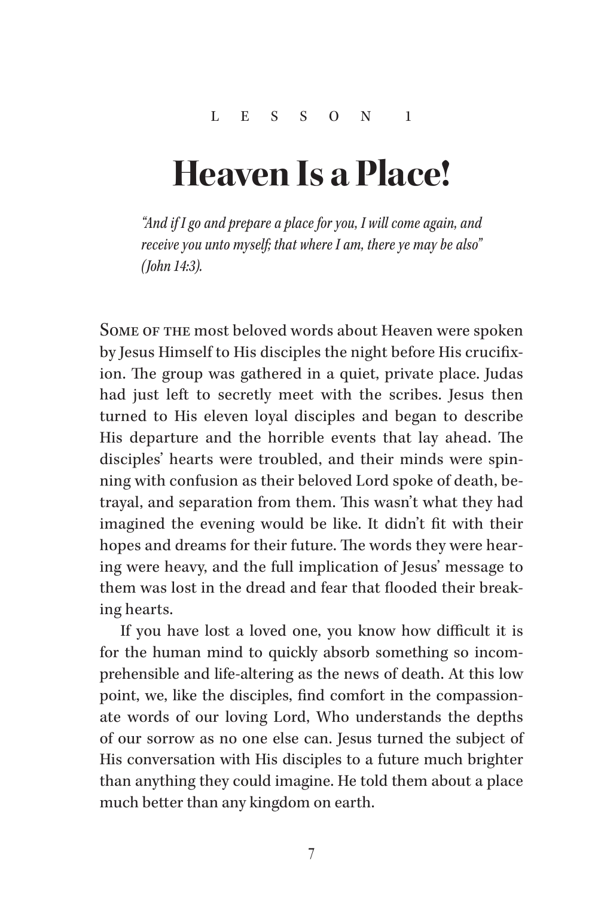LESSON 1

# Heaven Is a Place!

*"And if I go and prepare a place for you, I will come again, and receive you unto myself; that where I am, there ye may be also" (John 14:3).*

Some of the most beloved words about Heaven were spoken by Jesus Himself to His disciples the night before His crucifixion. The group was gathered in a quiet, private place. Judas had just left to secretly meet with the scribes. Jesus then turned to His eleven loyal disciples and began to describe His departure and the horrible events that lay ahead. The disciples' hearts were troubled, and their minds were spinning with confusion as their beloved Lord spoke of death, betrayal, and separation from them. This wasn't what they had imagined the evening would be like. It didn't fit with their hopes and dreams for their future. The words they were hearing were heavy, and the full implication of Jesus' message to them was lost in the dread and fear that flooded their breaking hearts.

If you have lost a loved one, you know how difficult it is for the human mind to quickly absorb something so incomprehensible and life-altering as the news of death. At this low point, we, like the disciples, find comfort in the compassionate words of our loving Lord, Who understands the depths of our sorrow as no one else can. Jesus turned the subject of His conversation with His disciples to a future much brighter than anything they could imagine. He told them about a place much better than any kingdom on earth.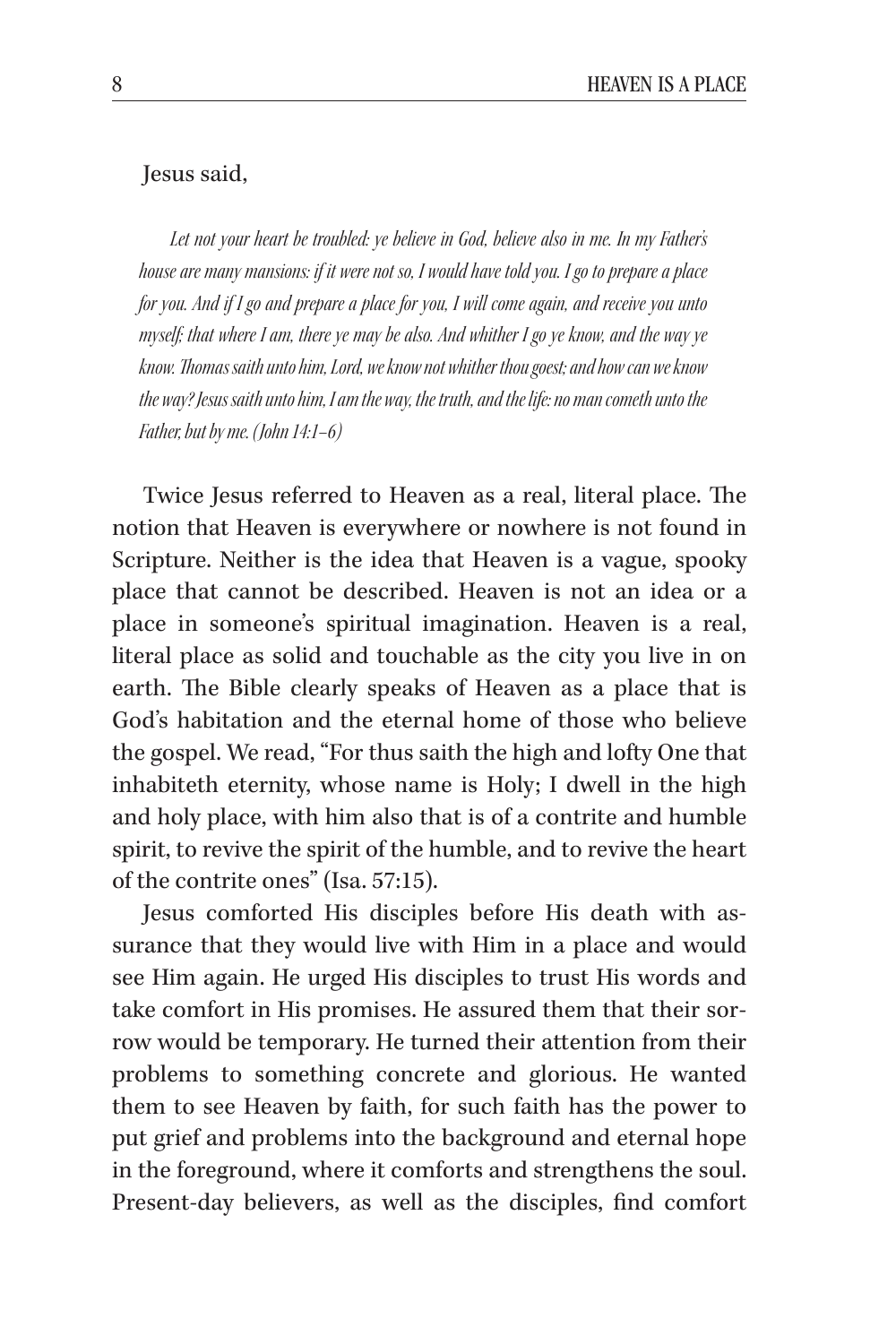Jesus said,

> *Let not your heart be troubled: ye believe in God, believe also in me. In my Father's house are many mansions: if it were not so, I would have told you. I go to prepare a place for you. And if I go and prepare a place for you, I will come again, and receive you unto myself; that where I am, there ye may be also. And whither I go ye know, and the way ye know. Thomas saith unto him, Lord, we know not whither thou goest; and how can we know the way? Jesus saith unto him, I am the way, the truth, and the life: no man cometh unto the Father, but by me. (John 14:1–6)*

Twice Jesus referred to Heaven as a real, literal place. The notion that Heaven is everywhere or nowhere is not found in Scripture. Neither is the idea that Heaven is a vague, spooky place that cannot be described. Heaven is not an idea or a place in someone's spiritual imagination. Heaven is a real, literal place as solid and touchable as the city you live in on earth. The Bible clearly speaks of Heaven as a place that is God's habitation and the eternal home of those who believe the gospel. We read, "For thus saith the high and lofty One that inhabiteth eternity, whose name is Holy; I dwell in the high and holy place, with him also that is of a contrite and humble spirit, to revive the spirit of the humble, and to revive the heart of the contrite ones" (Isa. 57:15).

Jesus comforted His disciples before His death with assurance that they would live with Him in a place and would see Him again. He urged His disciples to trust His words and take comfort in His promises. He assured them that their sorrow would be temporary. He turned their attention from their problems to something concrete and glorious. He wanted them to see Heaven by faith, for such faith has the power to put grief and problems into the background and eternal hope in the foreground, where it comforts and strengthens the soul. Present-day believers, as well as the disciples, find comfort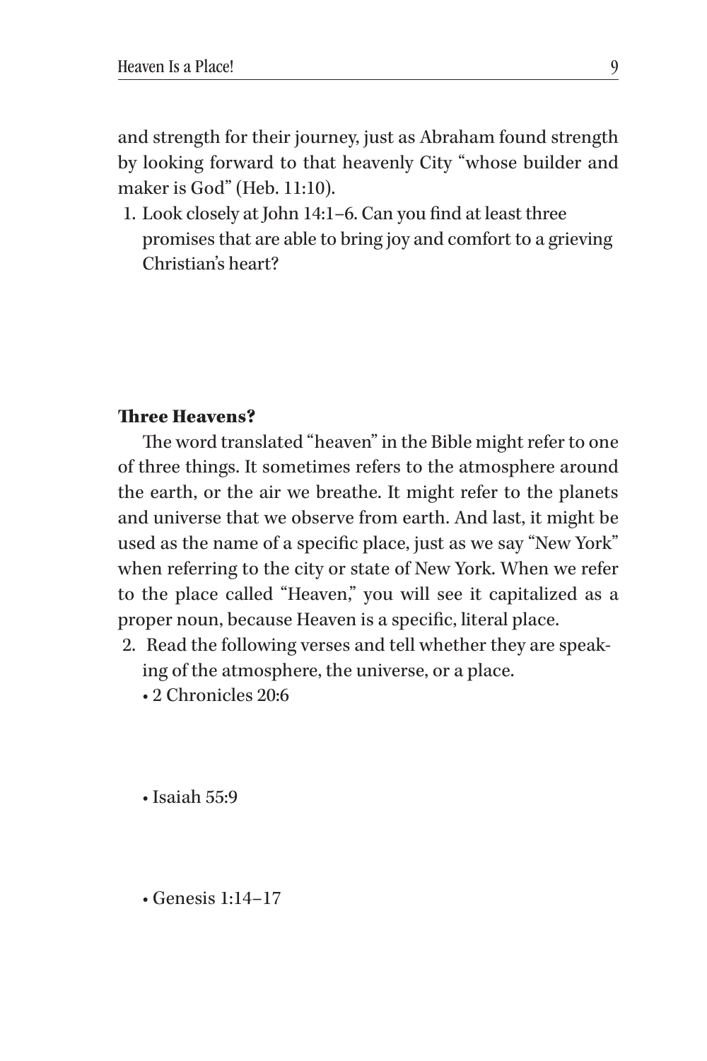and strength for their journey, just as Abraham found strength by looking forward to that heavenly City "whose builder and maker is God" (Heb. 11:10).

1. Look closely at John 14:1–6. Can you find at least three promises that are able to bring joy and comfort to a grieving Christian's heart?

**Three Heavens?**

The word translated "heaven" in the Bible might refer to one of three things. It sometimes refers to the atmosphere around the earth, or the air we breathe. It might refer to the planets and universe that we observe from earth. And last, it might be used as the name of a specific place, just as we say "New York" when referring to the city or state of New York. When we refer to the place called "Heaven," you will see it capitalized as a proper noun, because Heaven is a specific, literal place.

2. Read the following verses and tell whether they are speaking of the atmosphere, the universe, or a place.
   - 2 Chronicles 20:6
   - Isaiah 55:9
   - Genesis 1:14–17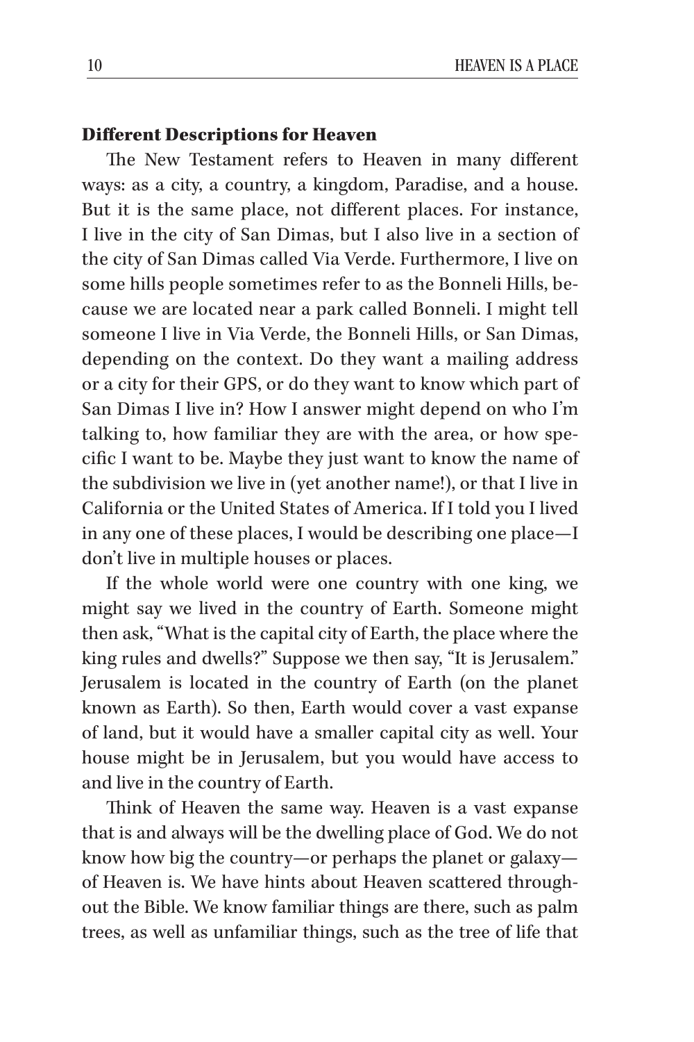### Different Descriptions for Heaven

The New Testament refers to Heaven in many different ways: as a city, a country, a kingdom, Paradise, and a house. But it is the same place, not different places. For instance, I live in the city of San Dimas, but I also live in a section of the city of San Dimas called Via Verde. Furthermore, I live on some hills people sometimes refer to as the Bonneli Hills, because we are located near a park called Bonneli. I might tell someone I live in Via Verde, the Bonneli Hills, or San Dimas, depending on the context. Do they want a mailing address or a city for their GPS, or do they want to know which part of San Dimas I live in? How I answer might depend on who I'm talking to, how familiar they are with the area, or how specific I want to be. Maybe they just want to know the name of the subdivision we live in (yet another name!), or that I live in California or the United States of America. If I told you I lived in any one of these places, I would be describing one place—I don't live in multiple houses or places.

If the whole world were one country with one king, we might say we lived in the country of Earth. Someone might then ask, "What is the capital city of Earth, the place where the king rules and dwells?" Suppose we then say, "It is Jerusalem." Jerusalem is located in the country of Earth (on the planet known as Earth). So then, Earth would cover a vast expanse of land, but it would have a smaller capital city as well. Your house might be in Jerusalem, but you would have access to and live in the country of Earth.

Think of Heaven the same way. Heaven is a vast expanse that is and always will be the dwelling place of God. We do not know how big the country—or perhaps the planet or galaxy—of Heaven is. We have hints about Heaven scattered throughout the Bible. We know familiar things are there, such as palm trees, as well as unfamiliar things, such as the tree of life that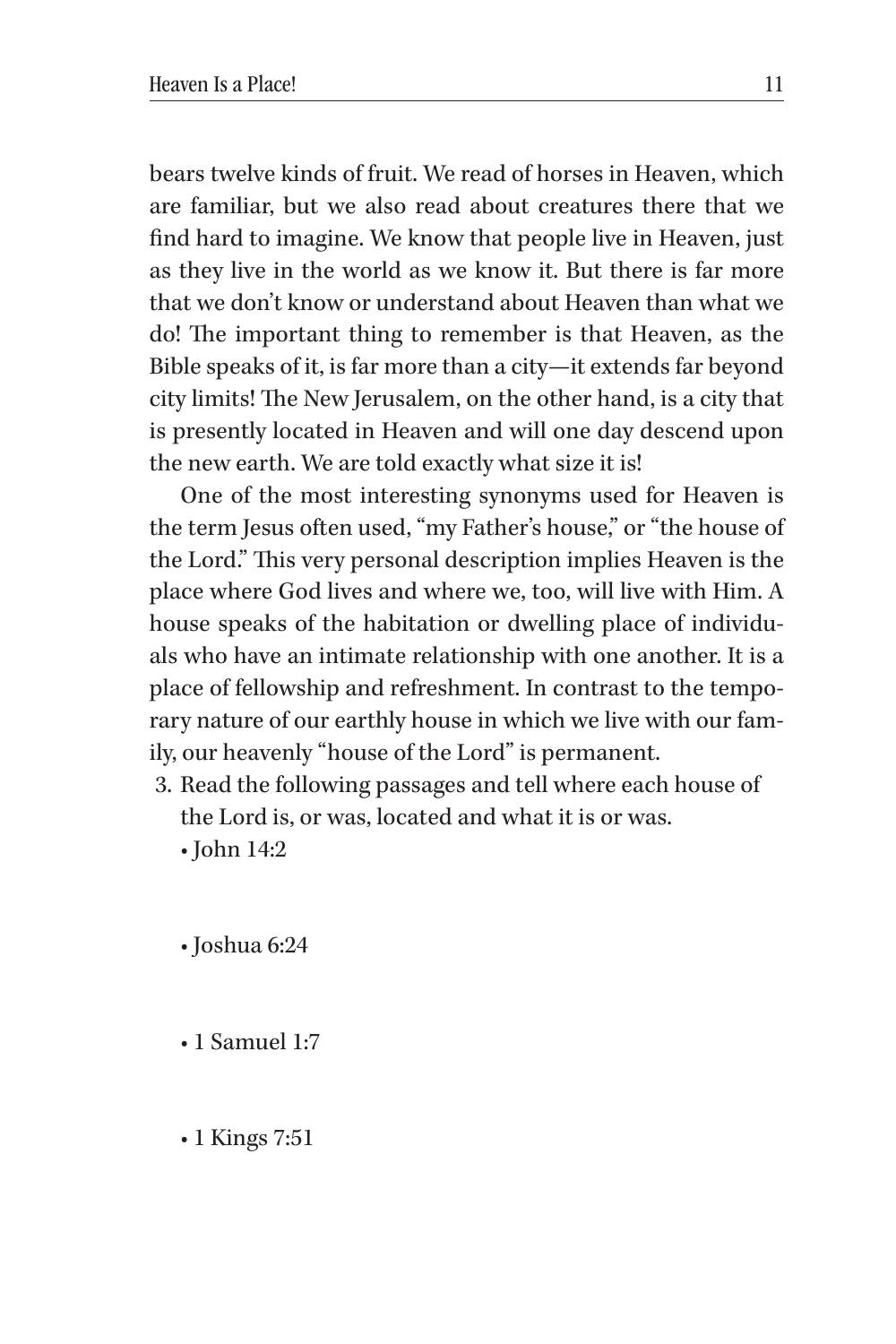bears twelve kinds of fruit. We read of horses in Heaven, which are familiar, but we also read about creatures there that we find hard to imagine. We know that people live in Heaven, just as they live in the world as we know it. But there is far more that we don't know or understand about Heaven than what we do! The important thing to remember is that Heaven, as the Bible speaks of it, is far more than a city—it extends far beyond city limits! The New Jerusalem, on the other hand, is a city that is presently located in Heaven and will one day descend upon the new earth. We are told exactly what size it is!

One of the most interesting synonyms used for Heaven is the term Jesus often used, "my Father's house," or "the house of the Lord." This very personal description implies Heaven is the place where God lives and where we, too, will live with Him. A house speaks of the habitation or dwelling place of individuals who have an intimate relationship with one another. It is a place of fellowship and refreshment. In contrast to the temporary nature of our earthly house in which we live with our family, our heavenly "house of the Lord" is permanent.

3. Read the following passages and tell where each house of the Lord is, or was, located and what it is or was.
   - John 14:2
   - Joshua 6:24
   - 1 Samuel 1:7
   - 1 Kings 7:51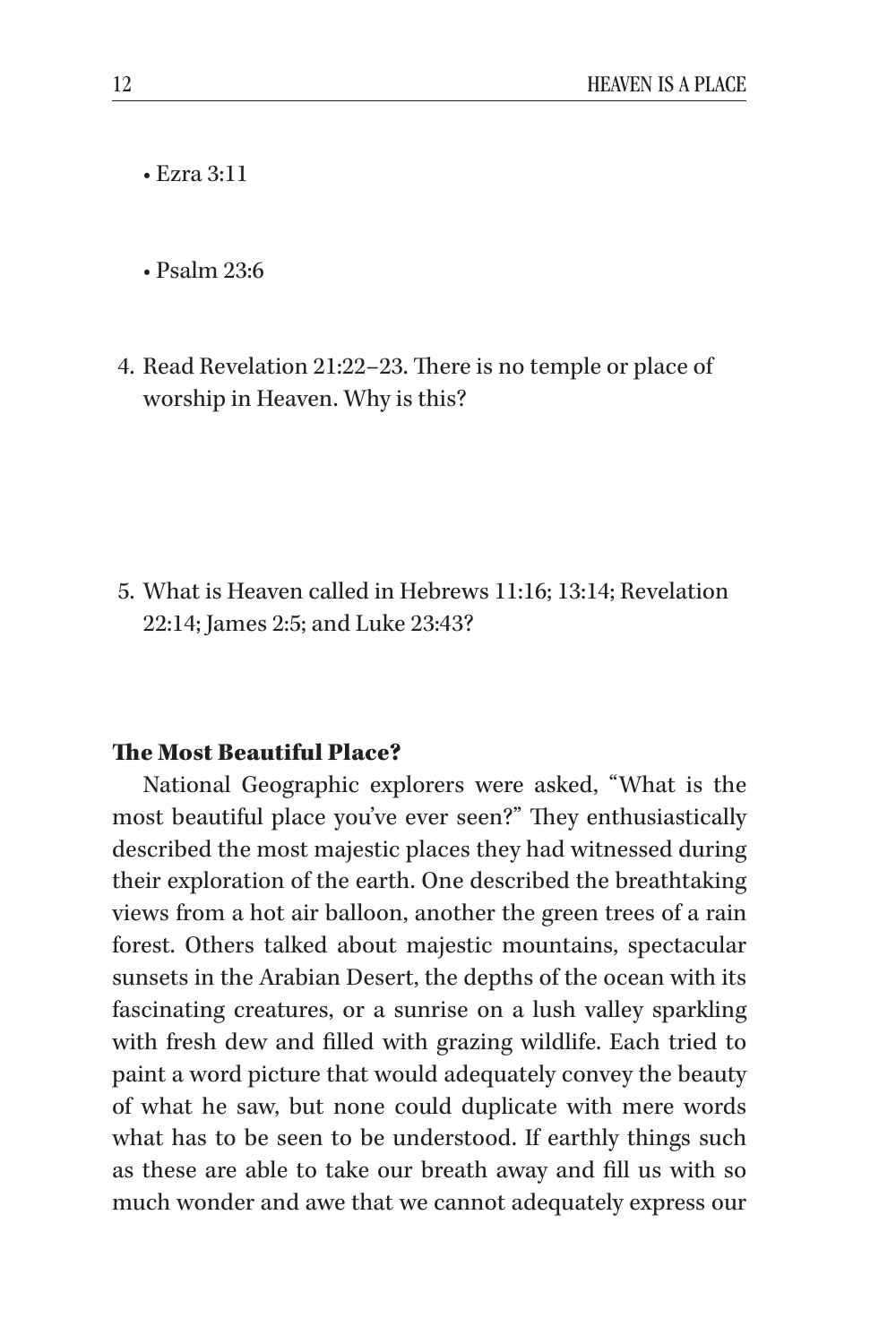- Ezra 3:11

- Psalm 23:6

4. Read Revelation 21:22–23. There is no temple or place of worship in Heaven. Why is this?

5. What is Heaven called in Hebrews 11:16; 13:14; Revelation 22:14; James 2:5; and Luke 23:43?

**The Most Beautiful Place?**

National Geographic explorers were asked, "What is the most beautiful place you've ever seen?" They enthusiastically described the most majestic places they had witnessed during their exploration of the earth. One described the breathtaking views from a hot air balloon, another the green trees of a rain forest. Others talked about majestic mountains, spectacular sunsets in the Arabian Desert, the depths of the ocean with its fascinating creatures, or a sunrise on a lush valley sparkling with fresh dew and filled with grazing wildlife. Each tried to paint a word picture that would adequately convey the beauty of what he saw, but none could duplicate with mere words what has to be seen to be understood. If earthly things such as these are able to take our breath away and fill us with so much wonder and awe that we cannot adequately express our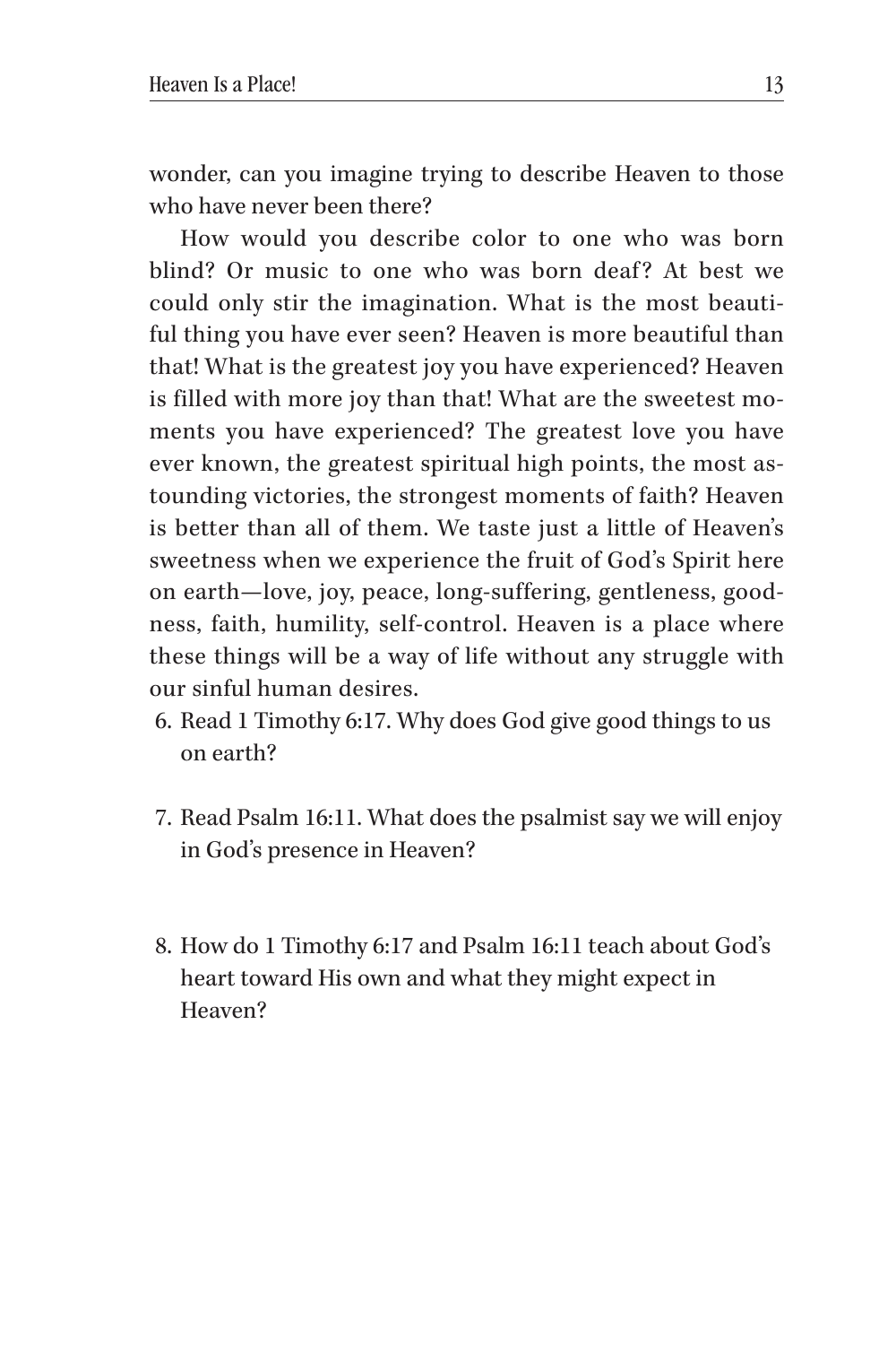wonder, can you imagine trying to describe Heaven to those who have never been there?

How would you describe color to one who was born blind? Or music to one who was born deaf? At best we could only stir the imagination. What is the most beautiful thing you have ever seen? Heaven is more beautiful than that! What is the greatest joy you have experienced? Heaven is filled with more joy than that! What are the sweetest moments you have experienced? The greatest love you have ever known, the greatest spiritual high points, the most astounding victories, the strongest moments of faith? Heaven is better than all of them. We taste just a little of Heaven's sweetness when we experience the fruit of God's Spirit here on earth—love, joy, peace, long-suffering, gentleness, goodness, faith, humility, self-control. Heaven is a place where these things will be a way of life without any struggle with our sinful human desires.

6. Read 1 Timothy 6:17. Why does God give good things to us on earth?

7. Read Psalm 16:11. What does the psalmist say we will enjoy in God's presence in Heaven?

8. How do 1 Timothy 6:17 and Psalm 16:11 teach about God's heart toward His own and what they might expect in Heaven?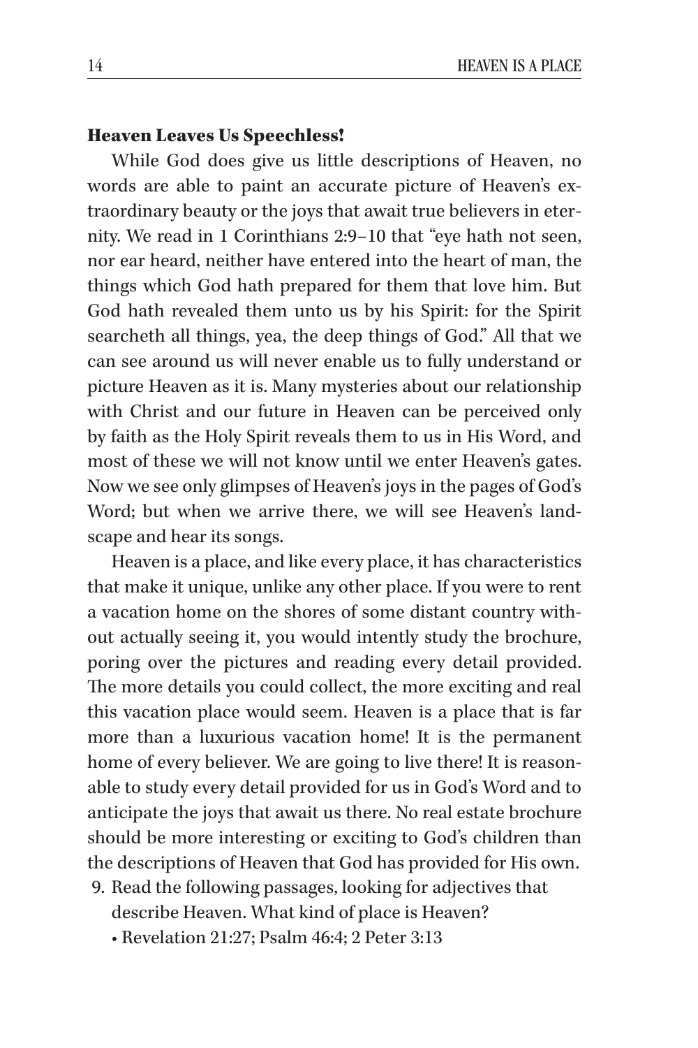### Heaven Leaves Us Speechless!

While God does give us little descriptions of Heaven, no words are able to paint an accurate picture of Heaven's extraordinary beauty or the joys that await true believers in eternity. We read in 1 Corinthians 2:9–10 that "eye hath not seen, nor ear heard, neither have entered into the heart of man, the things which God hath prepared for them that love him. But God hath revealed them unto us by his Spirit: for the Spirit searcheth all things, yea, the deep things of God." All that we can see around us will never enable us to fully understand or picture Heaven as it is. Many mysteries about our relationship with Christ and our future in Heaven can be perceived only by faith as the Holy Spirit reveals them to us in His Word, and most of these we will not know until we enter Heaven's gates. Now we see only glimpses of Heaven's joys in the pages of God's Word; but when we arrive there, we will see Heaven's landscape and hear its songs.

Heaven is a place, and like every place, it has characteristics that make it unique, unlike any other place. If you were to rent a vacation home on the shores of some distant country without actually seeing it, you would intently study the brochure, poring over the pictures and reading every detail provided. The more details you could collect, the more exciting and real this vacation place would seem. Heaven is a place that is far more than a luxurious vacation home! It is the permanent home of every believer. We are going to live there! It is reasonable to study every detail provided for us in God's Word and to anticipate the joys that await us there. No real estate brochure should be more interesting or exciting to God's children than the descriptions of Heaven that God has provided for His own.

9. Read the following passages, looking for adjectives that describe Heaven. What kind of place is Heaven?
   - Revelation 21:27; Psalm 46:4; 2 Peter 3:13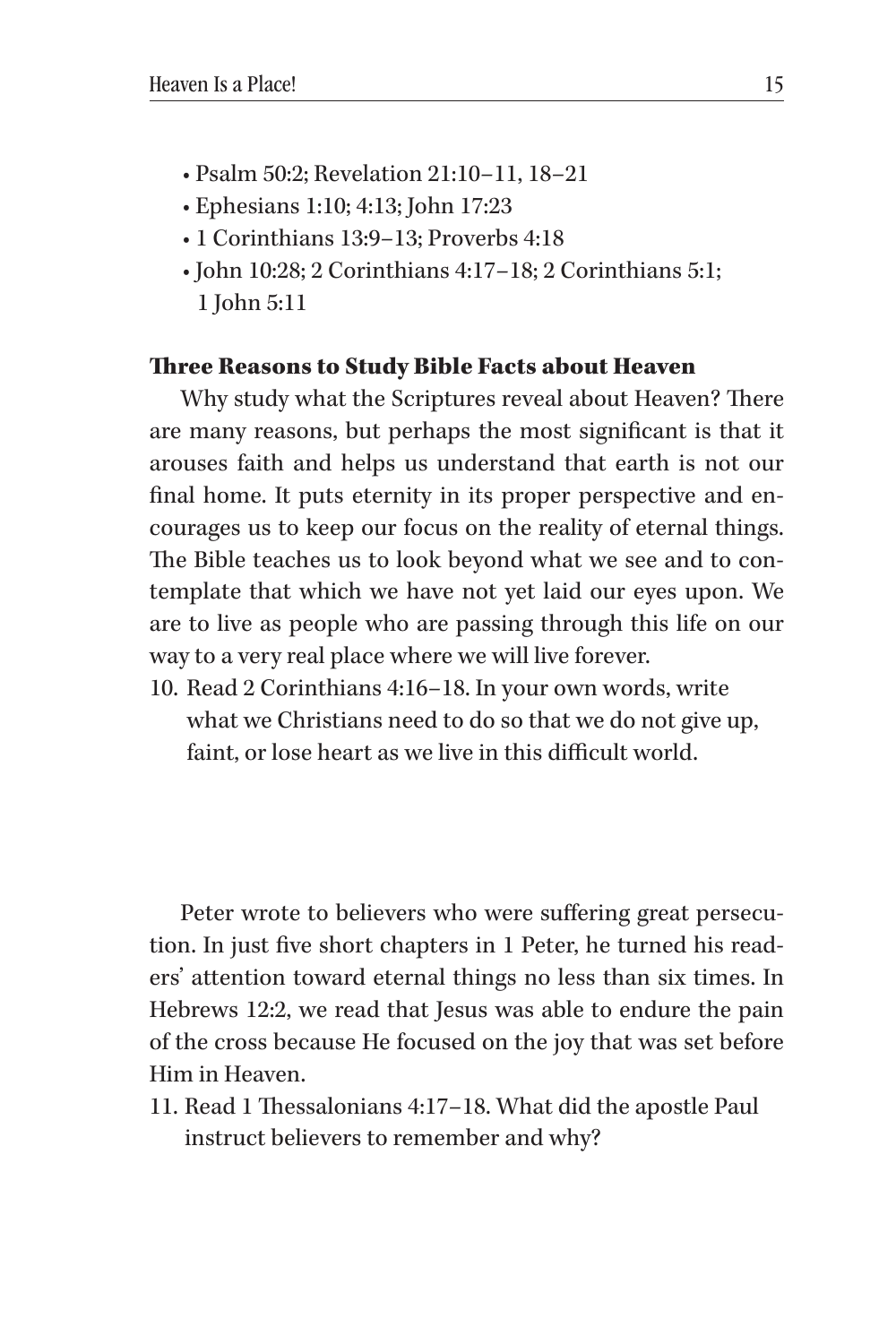- Psalm 50:2; Revelation 21:10–11, 18–21
- Ephesians 1:10; 4:13; John 17:23
- 1 Corinthians 13:9–13; Proverbs 4:18
- John 10:28; 2 Corinthians 4:17–18; 2 Corinthians 5:1; 1 John 5:11

### Three Reasons to Study Bible Facts about Heaven

Why study what the Scriptures reveal about Heaven? There are many reasons, but perhaps the most significant is that it arouses faith and helps us understand that earth is not our final home. It puts eternity in its proper perspective and encourages us to keep our focus on the reality of eternal things. The Bible teaches us to look beyond what we see and to contemplate that which we have not yet laid our eyes upon. We are to live as people who are passing through this life on our way to a very real place where we will live forever.

10. Read 2 Corinthians 4:16–18. In your own words, write what we Christians need to do so that we do not give up, faint, or lose heart as we live in this difficult world.

Peter wrote to believers who were suffering great persecution. In just five short chapters in 1 Peter, he turned his readers' attention toward eternal things no less than six times. In Hebrews 12:2, we read that Jesus was able to endure the pain of the cross because He focused on the joy that was set before Him in Heaven.

11. Read 1 Thessalonians 4:17–18. What did the apostle Paul instruct believers to remember and why?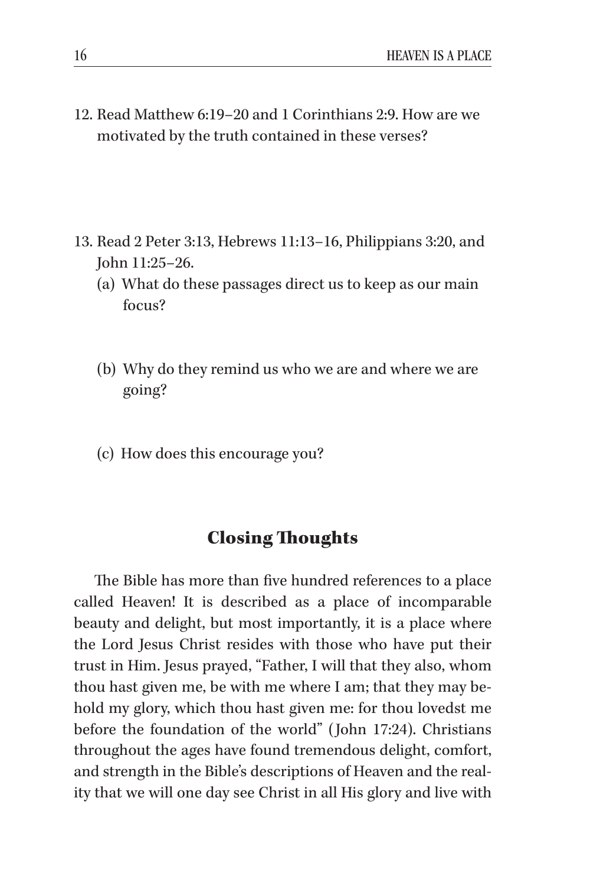12. Read Matthew 6:19–20 and 1 Corinthians 2:9. How are we motivated by the truth contained in these verses?

13. Read 2 Peter 3:13, Hebrews 11:13–16, Philippians 3:20, and John 11:25–26.
    (a) What do these passages direct us to keep as our main focus?

    (b) Why do they remind us who we are and where we are going?

    (c) How does this encourage you?

## Closing Thoughts

The Bible has more than five hundred references to a place called Heaven! It is described as a place of incomparable beauty and delight, but most importantly, it is a place where the Lord Jesus Christ resides with those who have put their trust in Him. Jesus prayed, "Father, I will that they also, whom thou hast given me, be with me where I am; that they may behold my glory, which thou hast given me: for thou lovedst me before the foundation of the world" (John 17:24). Christians throughout the ages have found tremendous delight, comfort, and strength in the Bible's descriptions of Heaven and the reality that we will one day see Christ in all His glory and live with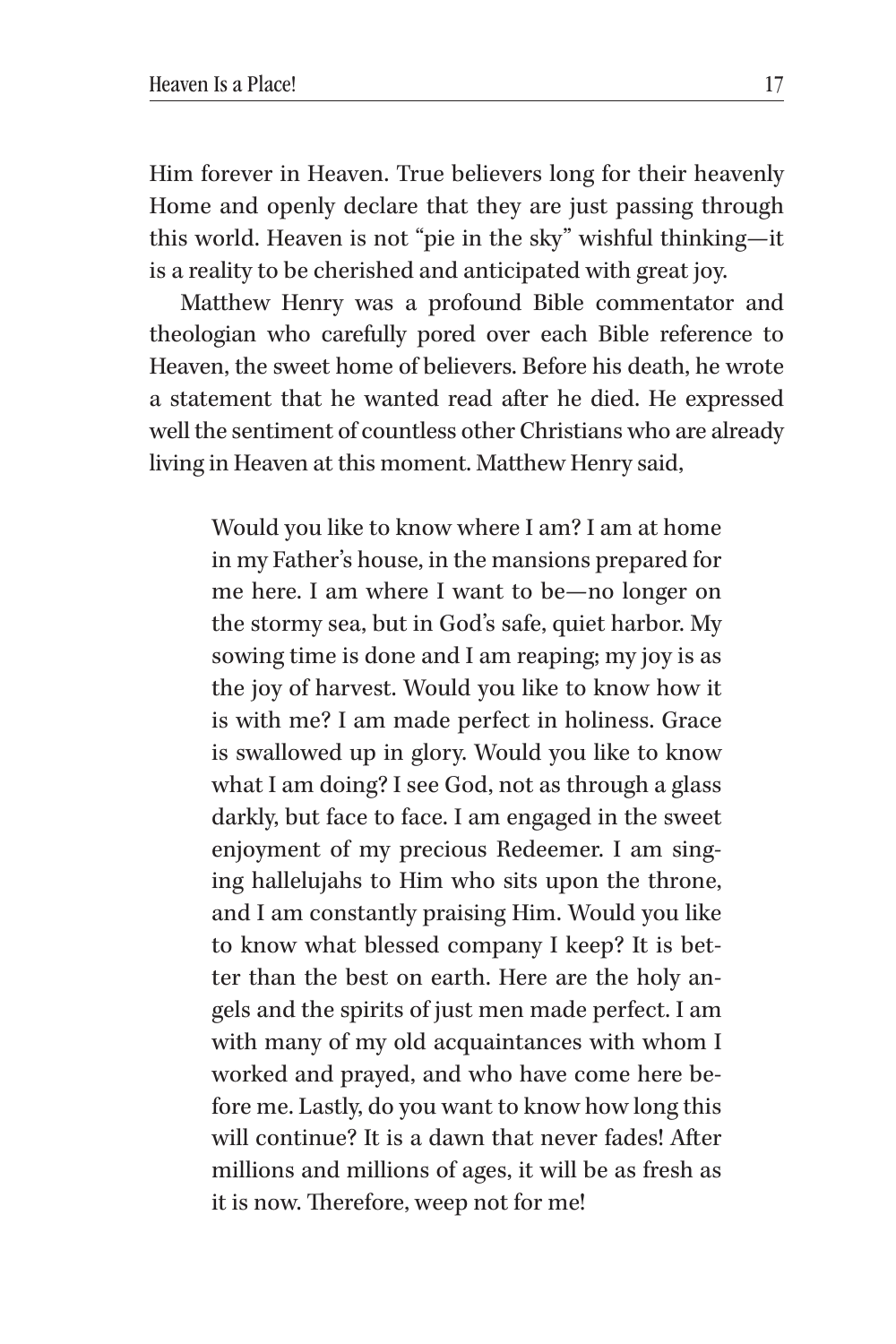Him forever in Heaven. True believers long for their heavenly Home and openly declare that they are just passing through this world. Heaven is not "pie in the sky" wishful thinking—it is a reality to be cherished and anticipated with great joy.

Matthew Henry was a profound Bible commentator and theologian who carefully pored over each Bible reference to Heaven, the sweet home of believers. Before his death, he wrote a statement that he wanted read after he died. He expressed well the sentiment of countless other Christians who are already living in Heaven at this moment. Matthew Henry said,

> Would you like to know where I am? I am at home in my Father's house, in the mansions prepared for me here. I am where I want to be—no longer on the stormy sea, but in God's safe, quiet harbor. My sowing time is done and I am reaping; my joy is as the joy of harvest. Would you like to know how it is with me? I am made perfect in holiness. Grace is swallowed up in glory. Would you like to know what I am doing? I see God, not as through a glass darkly, but face to face. I am engaged in the sweet enjoyment of my precious Redeemer. I am singing hallelujahs to Him who sits upon the throne, and I am constantly praising Him. Would you like to know what blessed company I keep? It is better than the best on earth. Here are the holy angels and the spirits of just men made perfect. I am with many of my old acquaintances with whom I worked and prayed, and who have come here before me. Lastly, do you want to know how long this will continue? It is a dawn that never fades! After millions and millions of ages, it will be as fresh as it is now. Therefore, weep not for me!